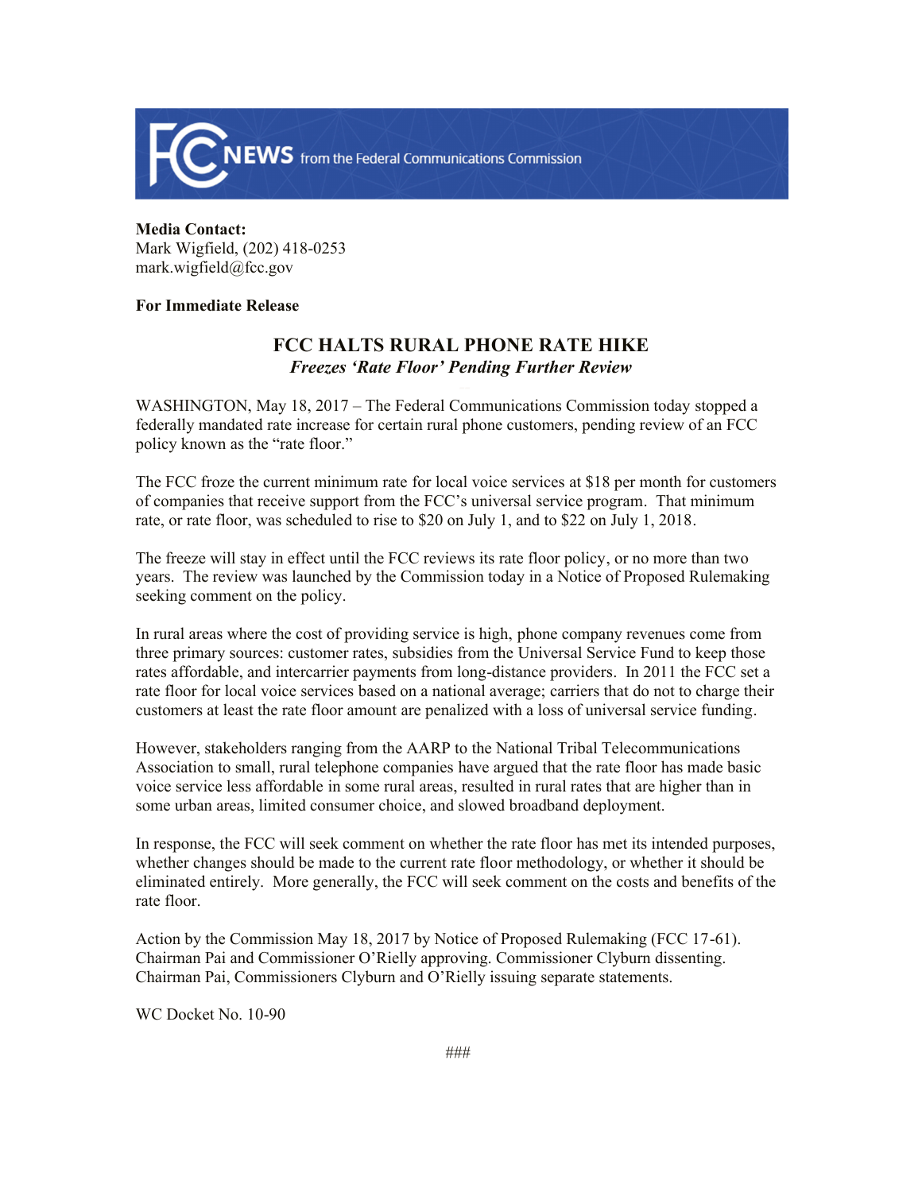FCC NEWS from the Federal Communications Commission

**Media Contact:**
Mark Wigfield, (202) 418-0253
mark.wigfield@fcc.gov

**For Immediate Release**

# FCC HALTS RURAL PHONE RATE HIKE

***Freezes 'Rate Floor' Pending Further Review***

WASHINGTON, May 18, 2017 – The Federal Communications Commission today stopped a federally mandated rate increase for certain rural phone customers, pending review of an FCC policy known as the "rate floor."

The FCC froze the current minimum rate for local voice services at $18 per month for customers of companies that receive support from the FCC's universal service program. That minimum rate, or rate floor, was scheduled to rise to $20 on July 1, and to $22 on July 1, 2018.

The freeze will stay in effect until the FCC reviews its rate floor policy, or no more than two years. The review was launched by the Commission today in a Notice of Proposed Rulemaking seeking comment on the policy.

In rural areas where the cost of providing service is high, phone company revenues come from three primary sources: customer rates, subsidies from the Universal Service Fund to keep those rates affordable, and intercarrier payments from long-distance providers. In 2011 the FCC set a rate floor for local voice services based on a national average; carriers that do not to charge their customers at least the rate floor amount are penalized with a loss of universal service funding.

However, stakeholders ranging from the AARP to the National Tribal Telecommunications Association to small, rural telephone companies have argued that the rate floor has made basic voice service less affordable in some rural areas, resulted in rural rates that are higher than in some urban areas, limited consumer choice, and slowed broadband deployment.

In response, the FCC will seek comment on whether the rate floor has met its intended purposes, whether changes should be made to the current rate floor methodology, or whether it should be eliminated entirely. More generally, the FCC will seek comment on the costs and benefits of the rate floor.

Action by the Commission May 18, 2017 by Notice of Proposed Rulemaking (FCC 17-61). Chairman Pai and Commissioner O'Rielly approving. Commissioner Clyburn dissenting. Chairman Pai, Commissioners Clyburn and O'Rielly issuing separate statements.

WC Docket No. 10-90

###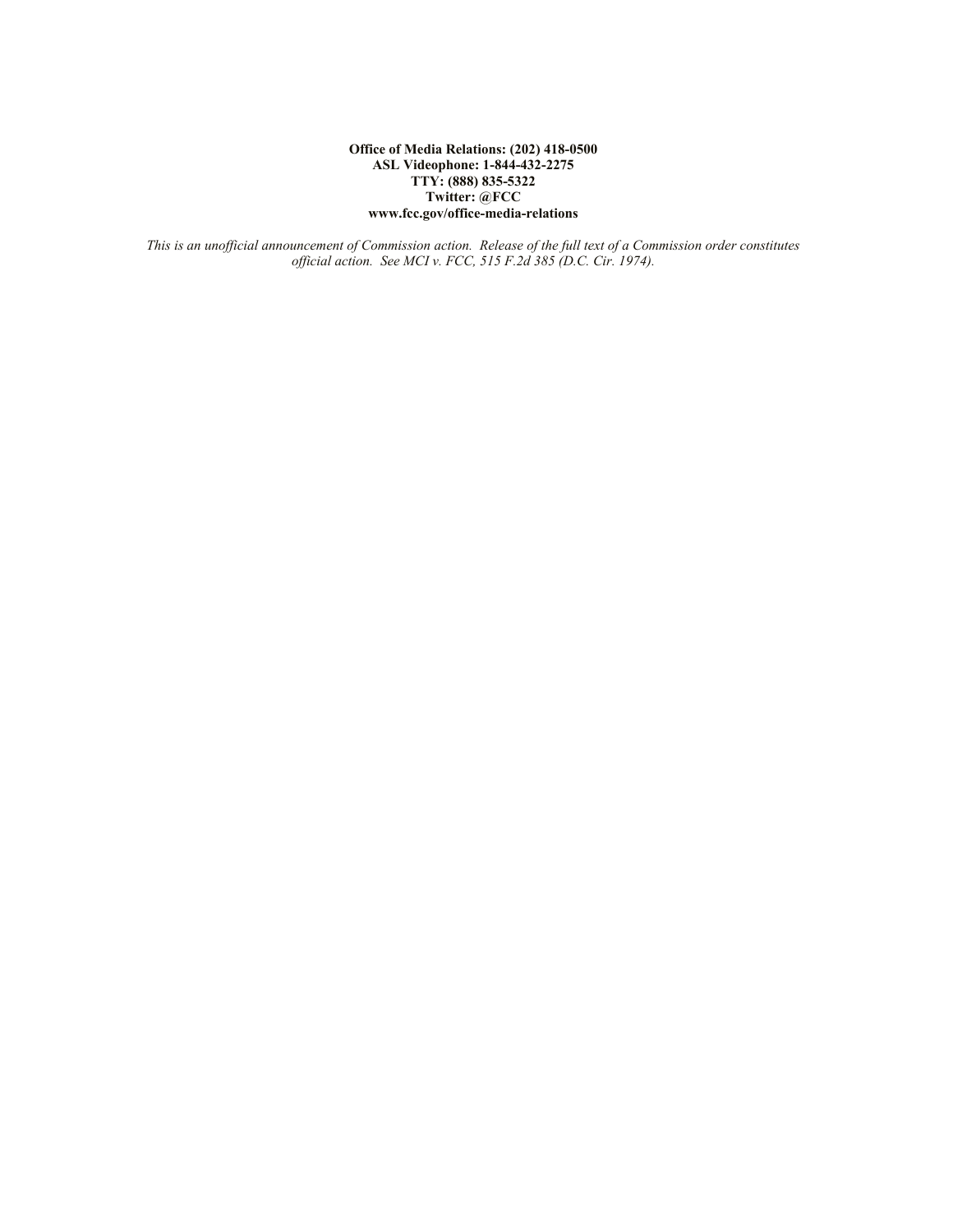**Office of Media Relations: (202) 418-0500**
**ASL Videophone: 1-844-432-2275**
**TTY: (888) 835-5322**
**Twitter: @FCC**
**www.fcc.gov/office-media-relations**

*This is an unofficial announcement of Commission action. Release of the full text of a Commission order constitutes official action. See MCI v. FCC, 515 F.2d 385 (D.C. Cir. 1974).*